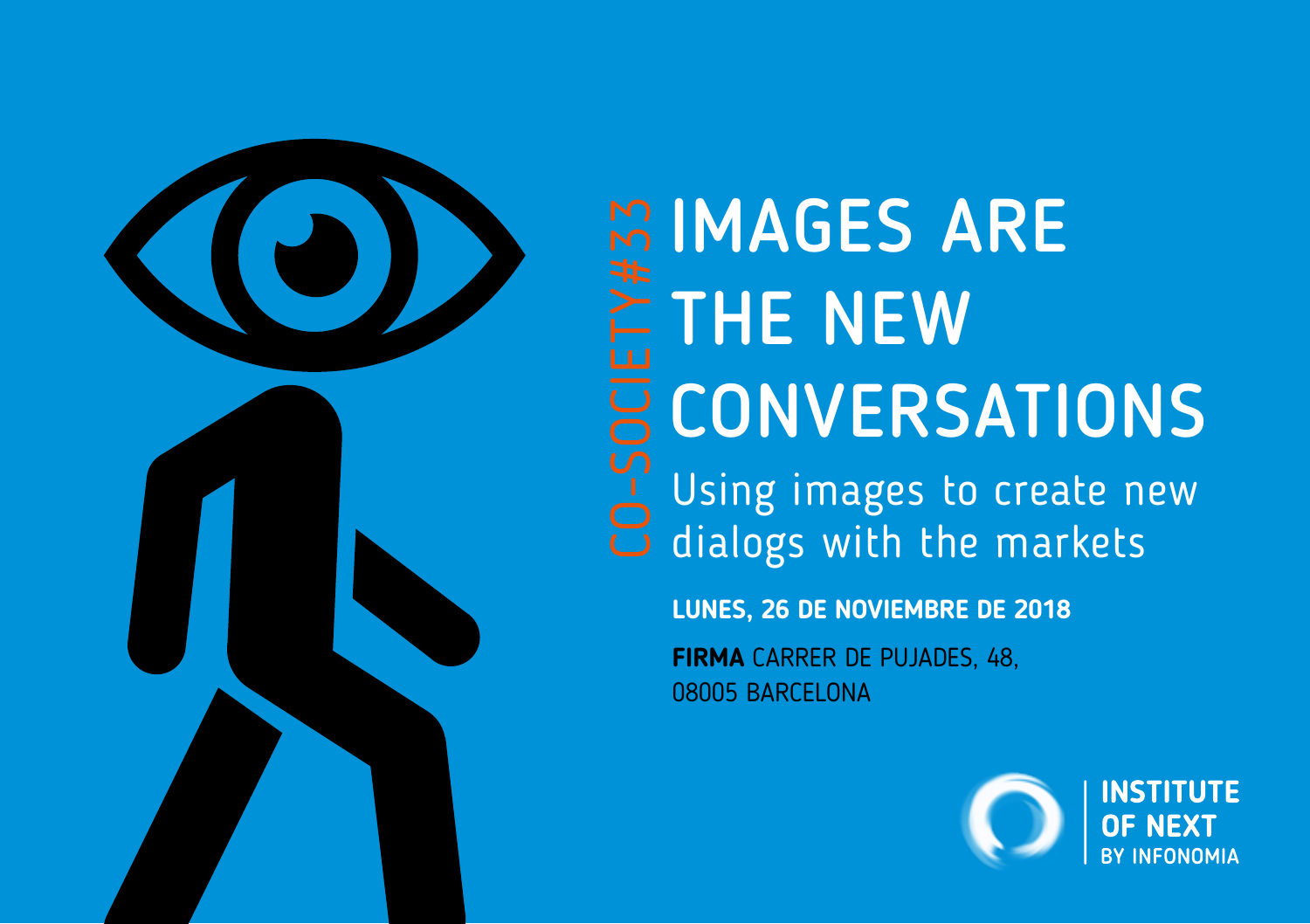CO-SOCIETY#33

# IMAGES ARE THE NEW CONVERSATIONS

## Using images to create new dialogs with the markets

**LUNES, 26 DE NOVIEMBRE DE 2018**

**FIRMA** CARRER DE PUJADES, 48,
08005 BARCELONA

**INSTITUTE OF NEXT**
BY INFONOMIA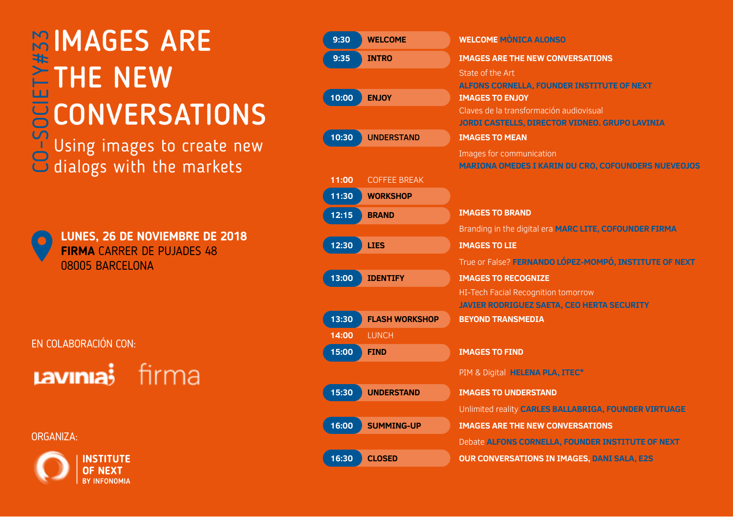CO-SOCIETY#33

# IMAGES ARE THE NEW CONVERSATIONS

## Using images to create new dialogs with the markets

**LUNES, 26 DE NOVIEMBRE DE 2018**
**FIRMA** CARRER DE PUJADES 48
08005 BARCELONA

EN COLABORACIÓN CON:

lavinia firma

ORGANIZA:

INSTITUTE OF NEXT BY INFONOMIA

| | | |
|---|---|---|
| **9:30** | **WELCOME** | **WELCOME MÒNICA ALONSO** |
| **9:35** | **INTRO** | **IMAGES ARE THE NEW CONVERSATIONS**<br>State of the Art<br>**ALFONS CORNELLA, FOUNDER INSTITUTE OF NEXT** |
| **10:00** | **ENJOY** | **IMAGES TO ENJOY**<br>Claves de la transformación audiovisual<br>**JORDI CASTELLS, DIRECTOR VIDNEO. GRUPO LAVINIA** |
| **10:30** | **UNDERSTAND** | **IMAGES TO MEAN**<br>Images for communication<br>**MARIONA OMEDES I KARIN DU CRO, COFOUNDERS NUEVEOJOS** |
| **11:00** | COFFEE BREAK | |
| **11:30** | **WORKSHOP** | |
| **12:15** | **BRAND** | **IMAGES TO BRAND**<br>Branding in the digital era **MARC LITE, COFOUNDER FIRMA** |
| **12:30** | **LIES** | **IMAGES TO LIE**<br>True or False? **FERNANDO LÓPEZ-MOMPÓ, INSTITUTE OF NEXT** |
| **13:00** | **IDENTIFY** | **IMAGES TO RECOGNIZE**<br>HI-Tech Facial Recognition tomorrow<br>**JAVIER RODRIGUEZ SAETA, CEO HERTA SECURITY** |
| **13:30** | **FLASH WORKSHOP** | **BEYOND TRANSMEDIA** |
| **14:00** | LUNCH | |
| **15:00** | **FIND** | **IMAGES TO FIND**<br>PIM & Digital **HELENA PLA, ITEC*** |
| **15:30** | **UNDERSTAND** | **IMAGES TO UNDERSTAND**<br>Unlimited reality **CARLES BALLABRIGA, FOUNDER VIRTUAGE** |
| **16:00** | **SUMMING-UP** | **IMAGES ARE THE NEW CONVERSATIONS**<br>Debate **ALFONS CORNELLA, FOUNDER INSTITUTE OF NEXT** |
| **16:30** | **CLOSED** | **OUR CONVERSATIONS IN IMAGES, DANI SALA, E2S** |